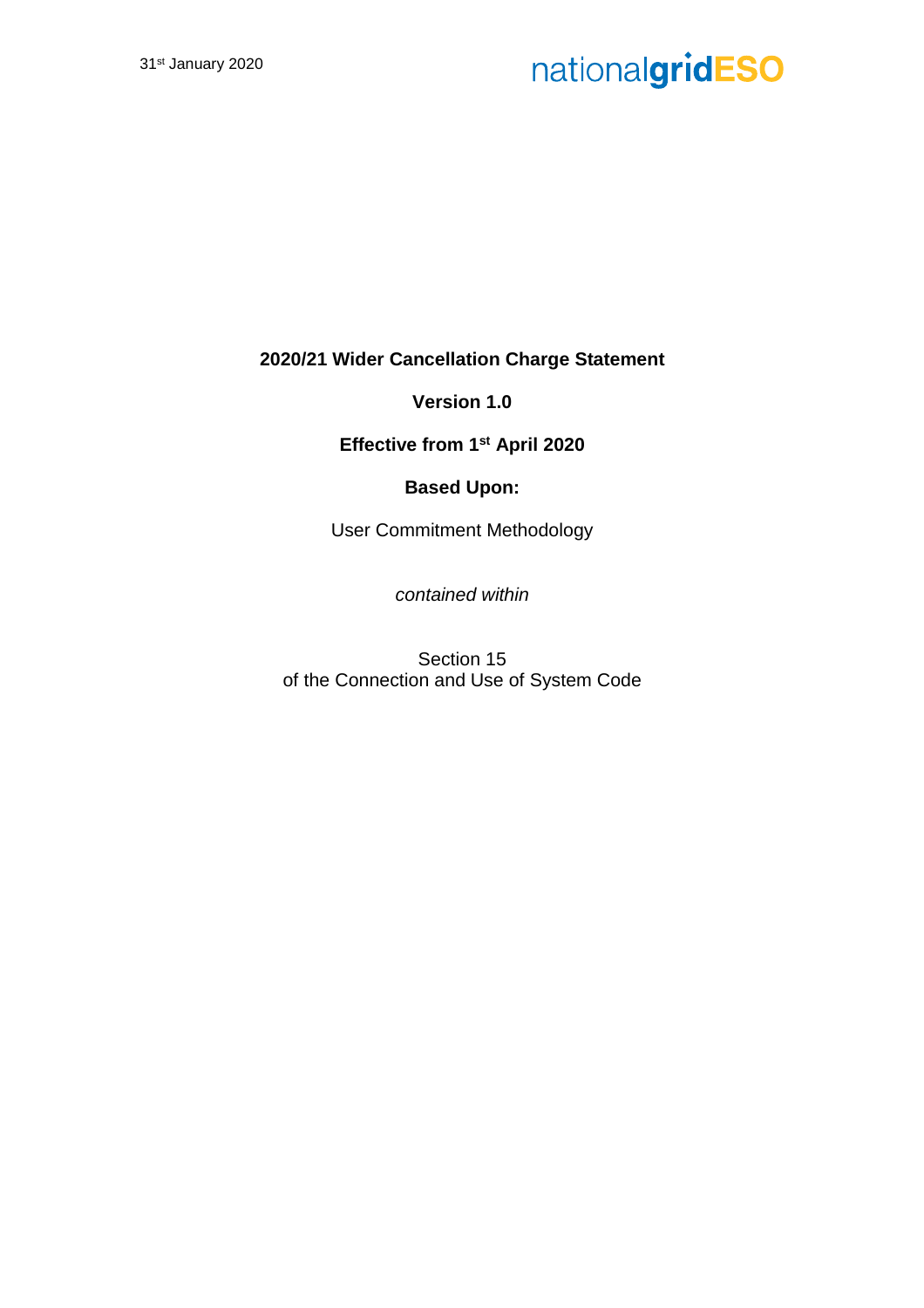31st January 2020

nationalgridESO

# 2020/21 Wider Cancellation Charge Statement

**Version 1.0**

**Effective from 1st April 2020**

**Based Upon:**

User Commitment Methodology

*contained within*

Section 15
of the Connection and Use of System Code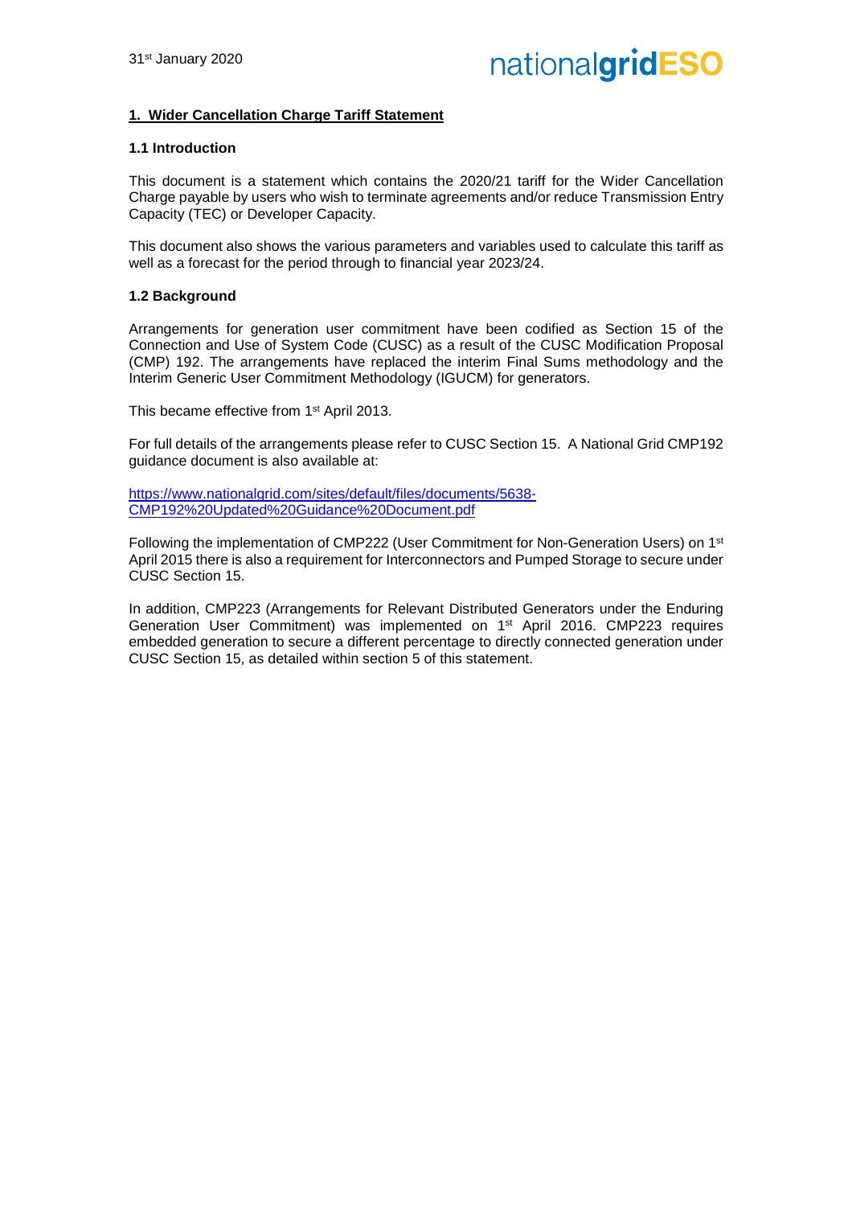## 1. Wider Cancellation Charge Tariff Statement

### 1.1 Introduction

This document is a statement which contains the 2020/21 tariff for the Wider Cancellation Charge payable by users who wish to terminate agreements and/or reduce Transmission Entry Capacity (TEC) or Developer Capacity.

This document also shows the various parameters and variables used to calculate this tariff as well as a forecast for the period through to financial year 2023/24.

### 1.2 Background

Arrangements for generation user commitment have been codified as Section 15 of the Connection and Use of System Code (CUSC) as a result of the CUSC Modification Proposal (CMP) 192. The arrangements have replaced the interim Final Sums methodology and the Interim Generic User Commitment Methodology (IGUCM) for generators.

This became effective from 1st April 2013.

For full details of the arrangements please refer to CUSC Section 15. A National Grid CMP192 guidance document is also available at:

[https://www.nationalgrid.com/sites/default/files/documents/5638-CMP192%20Updated%20Guidance%20Document.pdf](https://www.nationalgrid.com/sites/default/files/documents/5638-CMP192%20Updated%20Guidance%20Document.pdf)

Following the implementation of CMP222 (User Commitment for Non-Generation Users) on 1st April 2015 there is also a requirement for Interconnectors and Pumped Storage to secure under CUSC Section 15.

In addition, CMP223 (Arrangements for Relevant Distributed Generators under the Enduring Generation User Commitment) was implemented on 1st April 2016. CMP223 requires embedded generation to secure a different percentage to directly connected generation under CUSC Section 15, as detailed within section 5 of this statement.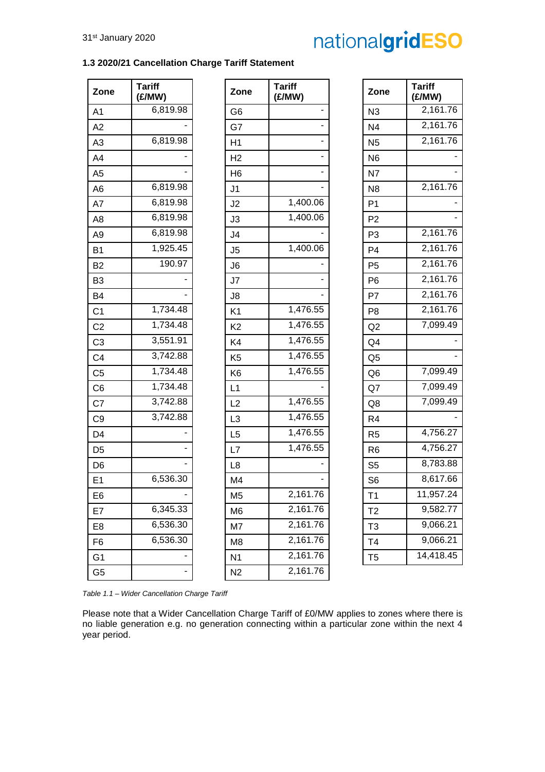### 1.3 2020/21 Cancellation Charge Tariff Statement

| Zone | Tariff (£/MW) |
|---|---|
| A1 | 6,819.98 |
| A2 | - |
| A3 | 6,819.98 |
| A4 | - |
| A5 | - |
| A6 | 6,819.98 |
| A7 | 6,819.98 |
| A8 | 6,819.98 |
| A9 | 6,819.98 |
| B1 | 1,925.45 |
| B2 | 190.97 |
| B3 | - |
| B4 | - |
| C1 | 1,734.48 |
| C2 | 1,734.48 |
| C3 | 3,551.91 |
| C4 | 3,742.88 |
| C5 | 1,734.48 |
| C6 | 1,734.48 |
| C7 | 3,742.88 |
| C9 | 3,742.88 |
| D4 | - |
| D5 | - |
| D6 | - |
| E1 | 6,536.30 |
| E6 | - |
| E7 | 6,345.33 |
| E8 | 6,536.30 |
| F6 | 6,536.30 |
| G1 | - |
| G5 | - |
| G6 | - |
| G7 | - |
| H1 | - |
| H2 | - |
| H6 | - |
| J1 | - |
| J2 | 1,400.06 |
| J3 | 1,400.06 |
| J4 | - |
| J5 | 1,400.06 |
| J6 | - |
| J7 | - |
| J8 | - |
| K1 | 1,476.55 |
| K2 | 1,476.55 |
| K4 | 1,476.55 |
| K5 | 1,476.55 |
| K6 | 1,476.55 |
| L1 | - |
| L2 | 1,476.55 |
| L3 | 1,476.55 |
| L5 | 1,476.55 |
| L7 | 1,476.55 |
| L8 | - |
| M4 | - |
| M5 | 2,161.76 |
| M6 | 2,161.76 |
| M7 | 2,161.76 |
| M8 | 2,161.76 |
| N1 | 2,161.76 |
| N2 | 2,161.76 |
| N3 | 2,161.76 |
| N4 | 2,161.76 |
| N5 | 2,161.76 |
| N6 | - |
| N7 | - |
| N8 | 2,161.76 |
| P1 | - |
| P2 | - |
| P3 | 2,161.76 |
| P4 | 2,161.76 |
| P5 | 2,161.76 |
| P6 | 2,161.76 |
| P7 | 2,161.76 |
| P8 | 2,161.76 |
| Q2 | 7,099.49 |
| Q4 | - |
| Q5 | - |
| Q6 | 7,099.49 |
| Q7 | 7,099.49 |
| Q8 | 7,099.49 |
| R4 | - |
| R5 | 4,756.27 |
| R6 | 4,756.27 |
| S5 | 8,783.88 |
| S6 | 8,617.66 |
| T1 | 11,957.24 |
| T2 | 9,582.77 |
| T3 | 9,066.21 |
| T4 | 9,066.21 |
| T5 | 14,418.45 |

*Table 1.1 – Wider Cancellation Charge Tariff*

Please note that a Wider Cancellation Charge Tariff of £0/MW applies to zones where there is no liable generation e.g. no generation connecting within a particular zone within the next 4 year period.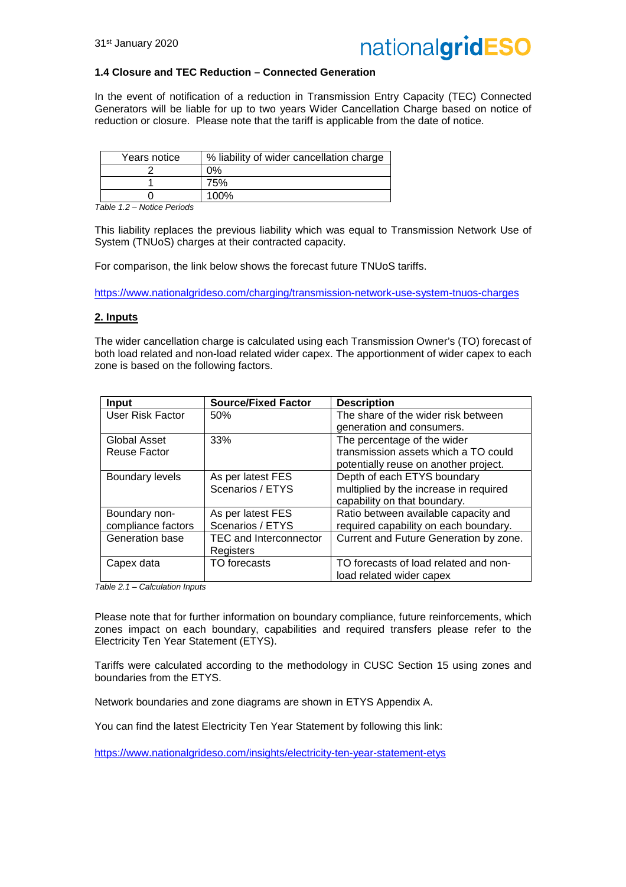### 1.4 Closure and TEC Reduction – Connected Generation

In the event of notification of a reduction in Transmission Entry Capacity (TEC) Connected Generators will be liable for up to two years Wider Cancellation Charge based on notice of reduction or closure. Please note that the tariff is applicable from the date of notice.

| Years notice | % liability of wider cancellation charge |
|---|---|
| 2 | 0% |
| 1 | 75% |
| 0 | 100% |

*Table 1.2 – Notice Periods*

This liability replaces the previous liability which was equal to Transmission Network Use of System (TNUoS) charges at their contracted capacity.

For comparison, the link below shows the forecast future TNUoS tariffs.

https://www.nationalgrideso.com/charging/transmission-network-use-system-tnuos-charges

## 2. Inputs

The wider cancellation charge is calculated using each Transmission Owner's (TO) forecast of both load related and non-load related wider capex. The apportionment of wider capex to each zone is based on the following factors.

| Input | Source/Fixed Factor | Description |
|---|---|---|
| User Risk Factor | 50% | The share of the wider risk between generation and consumers. |
| Global Asset Reuse Factor | 33% | The percentage of the wider transmission assets which a TO could potentially reuse on another project. |
| Boundary levels | As per latest FES Scenarios / ETYS | Depth of each ETYS boundary multiplied by the increase in required capability on that boundary. |
| Boundary non-compliance factors | As per latest FES Scenarios / ETYS | Ratio between available capacity and required capability on each boundary. |
| Generation base | TEC and Interconnector Registers | Current and Future Generation by zone. |
| Capex data | TO forecasts | TO forecasts of load related and non-load related wider capex |

*Table 2.1 – Calculation Inputs*

Please note that for further information on boundary compliance, future reinforcements, which zones impact on each boundary, capabilities and required transfers please refer to the Electricity Ten Year Statement (ETYS).

Tariffs were calculated according to the methodology in CUSC Section 15 using zones and boundaries from the ETYS.

Network boundaries and zone diagrams are shown in ETYS Appendix A.

You can find the latest Electricity Ten Year Statement by following this link:

https://www.nationalgrideso.com/insights/electricity-ten-year-statement-etys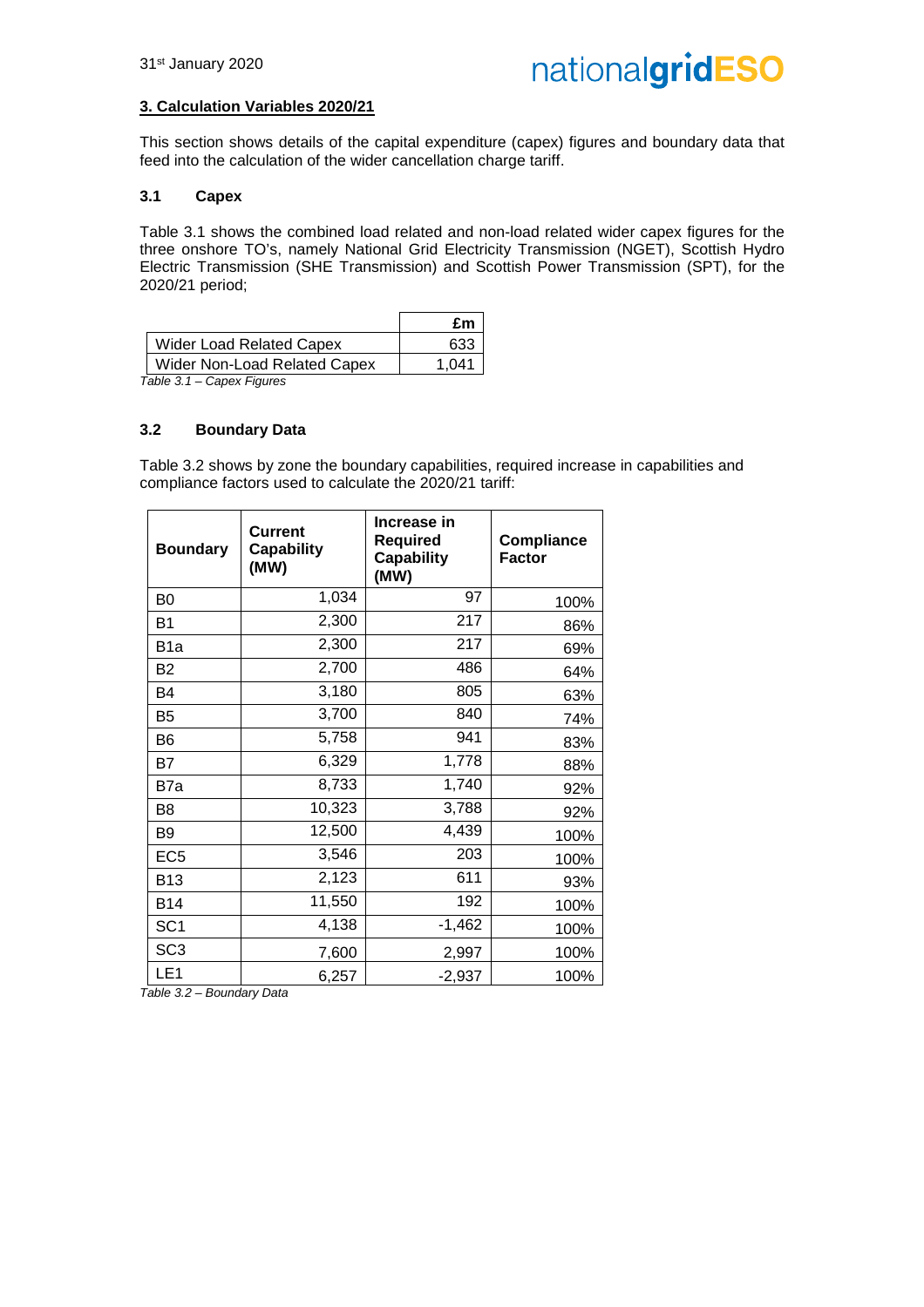## 3. Calculation Variables 2020/21

This section shows details of the capital expenditure (capex) figures and boundary data that feed into the calculation of the wider cancellation charge tariff.

### 3.1 Capex

Table 3.1 shows the combined load related and non-load related wider capex figures for the three onshore TO's, namely National Grid Electricity Transmission (NGET), Scottish Hydro Electric Transmission (SHE Transmission) and Scottish Power Transmission (SPT), for the 2020/21 period;

| | £m |
|---|---|
| Wider Load Related Capex | 633 |
| Wider Non-Load Related Capex | 1,041 |

*Table 3.1 – Capex Figures*

### 3.2 Boundary Data

Table 3.2 shows by zone the boundary capabilities, required increase in capabilities and compliance factors used to calculate the 2020/21 tariff:

| Boundary | Current Capability (MW) | Increase in Required Capability (MW) | Compliance Factor |
|---|---|---|---|
| B0 | 1,034 | 97 | 100% |
| B1 | 2,300 | 217 | 86% |
| B1a | 2,300 | 217 | 69% |
| B2 | 2,700 | 486 | 64% |
| B4 | 3,180 | 805 | 63% |
| B5 | 3,700 | 840 | 74% |
| B6 | 5,758 | 941 | 83% |
| B7 | 6,329 | 1,778 | 88% |
| B7a | 8,733 | 1,740 | 92% |
| B8 | 10,323 | 3,788 | 92% |
| B9 | 12,500 | 4,439 | 100% |
| EC5 | 3,546 | 203 | 100% |
| B13 | 2,123 | 611 | 93% |
| B14 | 11,550 | 192 | 100% |
| SC1 | 4,138 | -1,462 | 100% |
| SC3 | 7,600 | 2,997 | 100% |
| LE1 | 6,257 | -2,937 | 100% |

*Table 3.2 – Boundary Data*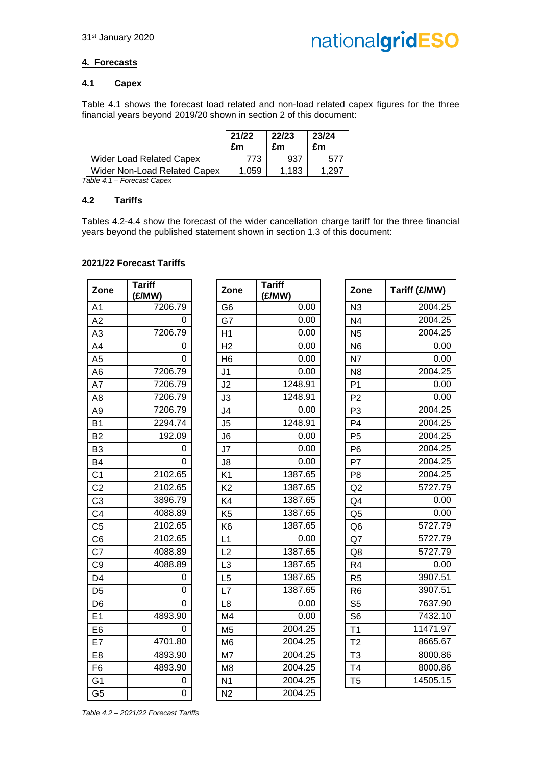## 4. Forecasts

### 4.1 Capex

Table 4.1 shows the forecast load related and non-load related capex figures for the three financial years beyond 2019/20 shown in section 2 of this document:

| | 21/22 £m | 22/23 £m | 23/24 £m |
|---|---|---|---|
| Wider Load Related Capex | 773 | 937 | 577 |
| Wider Non-Load Related Capex | 1,059 | 1,183 | 1,297 |

*Table 4.1 – Forecast Capex*

### 4.2 Tariffs

Tables 4.2-4.4 show the forecast of the wider cancellation charge tariff for the three financial years beyond the published statement shown in section 1.3 of this document:

**2021/22 Forecast Tariffs**

| Zone | Tariff (£/MW) |
|---|---|
| A1 | 7206.79 |
| A2 | 0 |
| A3 | 7206.79 |
| A4 | 0 |
| A5 | 0 |
| A6 | 7206.79 |
| A7 | 7206.79 |
| A8 | 7206.79 |
| A9 | 7206.79 |
| B1 | 2294.74 |
| B2 | 192.09 |
| B3 | 0 |
| B4 | 0 |
| C1 | 2102.65 |
| C2 | 2102.65 |
| C3 | 3896.79 |
| C4 | 4088.89 |
| C5 | 2102.65 |
| C6 | 2102.65 |
| C7 | 4088.89 |
| C9 | 4088.89 |
| D4 | 0 |
| D5 | 0 |
| D6 | 0 |
| E1 | 4893.90 |
| E6 | 0 |
| E7 | 4701.80 |
| E8 | 4893.90 |
| F6 | 4893.90 |
| G1 | 0 |
| G5 | 0 |

| Zone | Tariff (£/MW) |
|---|---|
| G6 | 0.00 |
| G7 | 0.00 |
| H1 | 0.00 |
| H2 | 0.00 |
| H6 | 0.00 |
| J1 | 0.00 |
| J2 | 1248.91 |
| J3 | 1248.91 |
| J4 | 0.00 |
| J5 | 1248.91 |
| J6 | 0.00 |
| J7 | 0.00 |
| J8 | 0.00 |
| K1 | 1387.65 |
| K2 | 1387.65 |
| K4 | 1387.65 |
| K5 | 1387.65 |
| K6 | 1387.65 |
| L1 | 0.00 |
| L2 | 1387.65 |
| L3 | 1387.65 |
| L5 | 1387.65 |
| L7 | 1387.65 |
| L8 | 0.00 |
| M4 | 0.00 |
| M5 | 2004.25 |
| M6 | 2004.25 |
| M7 | 2004.25 |
| M8 | 2004.25 |
| N1 | 2004.25 |
| N2 | 2004.25 |

| Zone | Tariff (£/MW) |
|---|---|
| N3 | 2004.25 |
| N4 | 2004.25 |
| N5 | 2004.25 |
| N6 | 0.00 |
| N7 | 0.00 |
| N8 | 2004.25 |
| P1 | 0.00 |
| P2 | 0.00 |
| P3 | 2004.25 |
| P4 | 2004.25 |
| P5 | 2004.25 |
| P6 | 2004.25 |
| P7 | 2004.25 |
| P8 | 2004.25 |
| Q2 | 5727.79 |
| Q4 | 0.00 |
| Q5 | 0.00 |
| Q6 | 5727.79 |
| Q7 | 5727.79 |
| Q8 | 5727.79 |
| R4 | 0.00 |
| R5 | 3907.51 |
| R6 | 3907.51 |
| S5 | 7637.90 |
| S6 | 7432.10 |
| T1 | 11471.97 |
| T2 | 8665.67 |
| T3 | 8000.86 |
| T4 | 8000.86 |
| T5 | 14505.15 |

*Table 4.2 – 2021/22 Forecast Tariffs*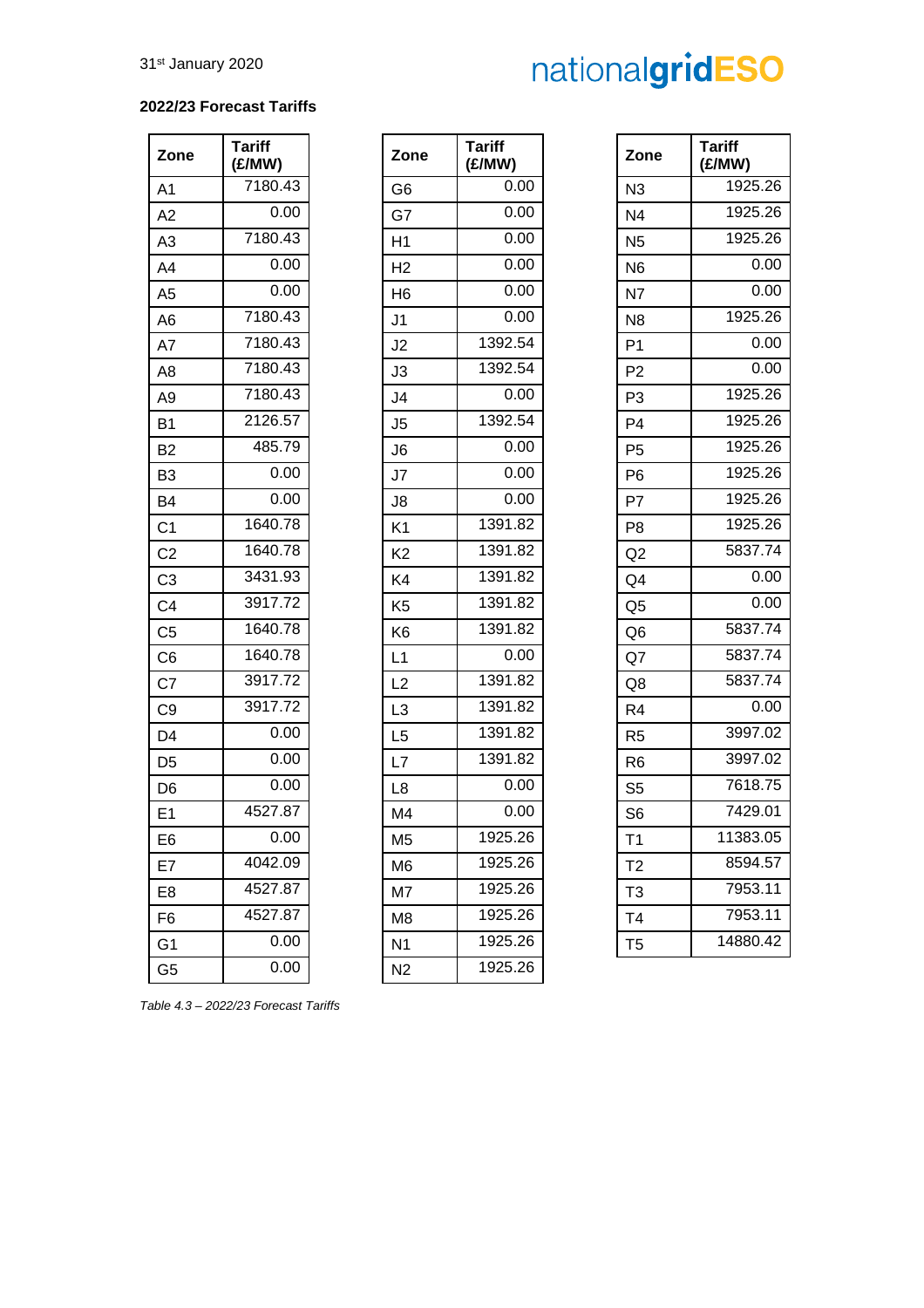### 2022/23 Forecast Tariffs

| Zone | Tariff (£/MW) |
|---|---|
| A1 | 7180.43 |
| A2 | 0.00 |
| A3 | 7180.43 |
| A4 | 0.00 |
| A5 | 0.00 |
| A6 | 7180.43 |
| A7 | 7180.43 |
| A8 | 7180.43 |
| A9 | 7180.43 |
| B1 | 2126.57 |
| B2 | 485.79 |
| B3 | 0.00 |
| B4 | 0.00 |
| C1 | 1640.78 |
| C2 | 1640.78 |
| C3 | 3431.93 |
| C4 | 3917.72 |
| C5 | 1640.78 |
| C6 | 1640.78 |
| C7 | 3917.72 |
| C9 | 3917.72 |
| D4 | 0.00 |
| D5 | 0.00 |
| D6 | 0.00 |
| E1 | 4527.87 |
| E6 | 0.00 |
| E7 | 4042.09 |
| E8 | 4527.87 |
| F6 | 4527.87 |
| G1 | 0.00 |
| G5 | 0.00 |
| G6 | 0.00 |
| G7 | 0.00 |
| H1 | 0.00 |
| H2 | 0.00 |
| H6 | 0.00 |
| J1 | 0.00 |
| J2 | 1392.54 |
| J3 | 1392.54 |
| J4 | 0.00 |
| J5 | 1392.54 |
| J6 | 0.00 |
| J7 | 0.00 |
| J8 | 0.00 |
| K1 | 1391.82 |
| K2 | 1391.82 |
| K4 | 1391.82 |
| K5 | 1391.82 |
| K6 | 1391.82 |
| L1 | 0.00 |
| L2 | 1391.82 |
| L3 | 1391.82 |
| L5 | 1391.82 |
| L7 | 1391.82 |
| L8 | 0.00 |
| M4 | 0.00 |
| M5 | 1925.26 |
| M6 | 1925.26 |
| M7 | 1925.26 |
| M8 | 1925.26 |
| N1 | 1925.26 |
| N2 | 1925.26 |
| N3 | 1925.26 |
| N4 | 1925.26 |
| N5 | 1925.26 |
| N6 | 0.00 |
| N7 | 0.00 |
| N8 | 1925.26 |
| P1 | 0.00 |
| P2 | 0.00 |
| P3 | 1925.26 |
| P4 | 1925.26 |
| P5 | 1925.26 |
| P6 | 1925.26 |
| P7 | 1925.26 |
| P8 | 1925.26 |
| Q2 | 5837.74 |
| Q4 | 0.00 |
| Q5 | 0.00 |
| Q6 | 5837.74 |
| Q7 | 5837.74 |
| Q8 | 5837.74 |
| R4 | 0.00 |
| R5 | 3997.02 |
| R6 | 3997.02 |
| S5 | 7618.75 |
| S6 | 7429.01 |
| T1 | 11383.05 |
| T2 | 8594.57 |
| T3 | 7953.11 |
| T4 | 7953.11 |
| T5 | 14880.42 |

*Table 4.3 – 2022/23 Forecast Tariffs*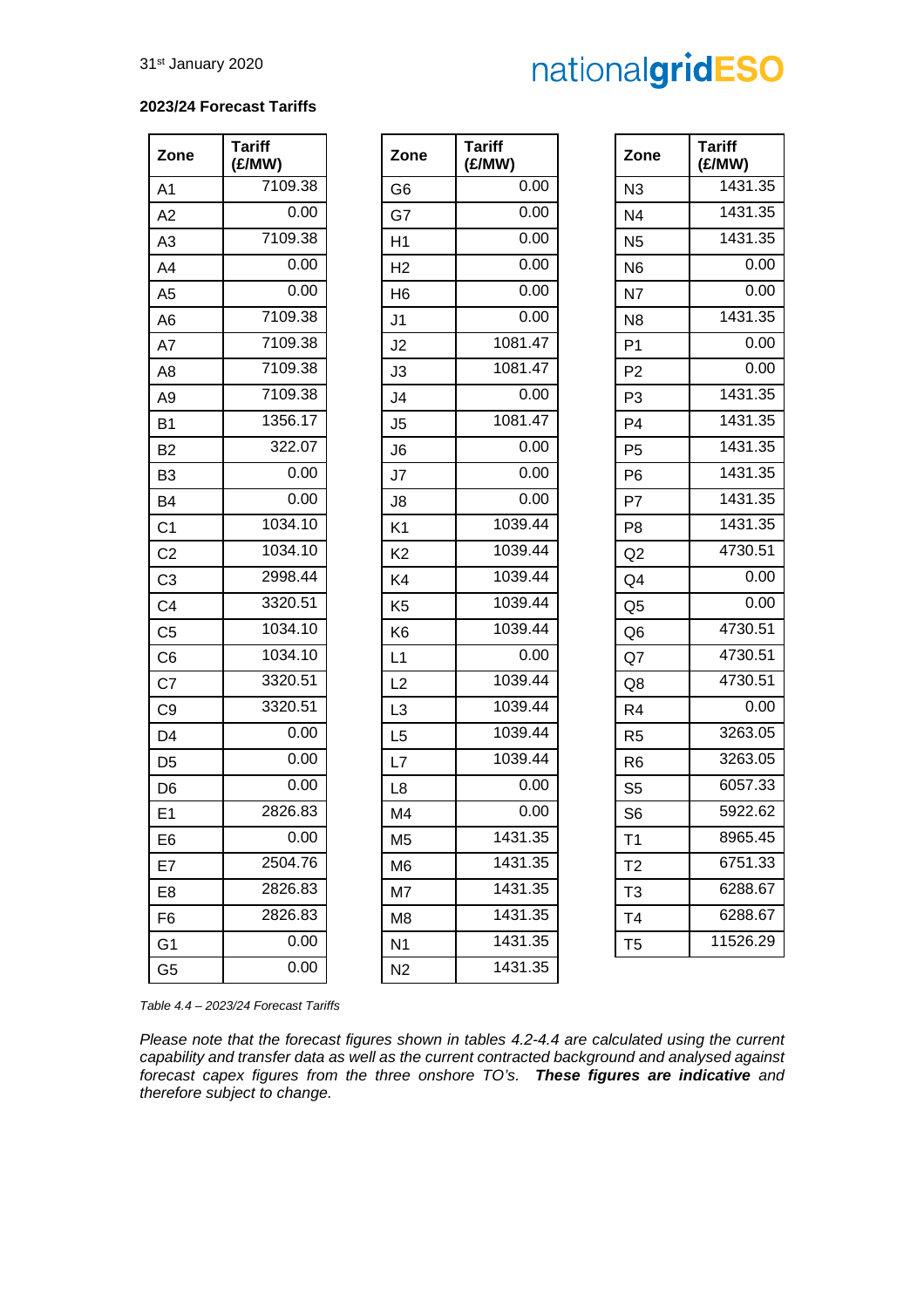**2023/24 Forecast Tariffs**

| Zone | Tariff (£/MW) |
|---|---|
| A1 | 7109.38 |
| A2 | 0.00 |
| A3 | 7109.38 |
| A4 | 0.00 |
| A5 | 0.00 |
| A6 | 7109.38 |
| A7 | 7109.38 |
| A8 | 7109.38 |
| A9 | 7109.38 |
| B1 | 1356.17 |
| B2 | 322.07 |
| B3 | 0.00 |
| B4 | 0.00 |
| C1 | 1034.10 |
| C2 | 1034.10 |
| C3 | 2998.44 |
| C4 | 3320.51 |
| C5 | 1034.10 |
| C6 | 1034.10 |
| C7 | 3320.51 |
| C9 | 3320.51 |
| D4 | 0.00 |
| D5 | 0.00 |
| D6 | 0.00 |
| E1 | 2826.83 |
| E6 | 0.00 |
| E7 | 2504.76 |
| E8 | 2826.83 |
| F6 | 2826.83 |
| G1 | 0.00 |
| G5 | 0.00 |
| G6 | 0.00 |
| G7 | 0.00 |
| H1 | 0.00 |
| H2 | 0.00 |
| H6 | 0.00 |
| J1 | 0.00 |
| J2 | 1081.47 |
| J3 | 1081.47 |
| J4 | 0.00 |
| J5 | 1081.47 |
| J6 | 0.00 |
| J7 | 0.00 |
| J8 | 0.00 |
| K1 | 1039.44 |
| K2 | 1039.44 |
| K4 | 1039.44 |
| K5 | 1039.44 |
| K6 | 1039.44 |
| L1 | 0.00 |
| L2 | 1039.44 |
| L3 | 1039.44 |
| L5 | 1039.44 |
| L7 | 1039.44 |
| L8 | 0.00 |
| M4 | 0.00 |
| M5 | 1431.35 |
| M6 | 1431.35 |
| M7 | 1431.35 |
| M8 | 1431.35 |
| N1 | 1431.35 |
| N2 | 1431.35 |
| N3 | 1431.35 |
| N4 | 1431.35 |
| N5 | 1431.35 |
| N6 | 0.00 |
| N7 | 0.00 |
| N8 | 1431.35 |
| P1 | 0.00 |
| P2 | 0.00 |
| P3 | 1431.35 |
| P4 | 1431.35 |
| P5 | 1431.35 |
| P6 | 1431.35 |
| P7 | 1431.35 |
| P8 | 1431.35 |
| Q2 | 4730.51 |
| Q4 | 0.00 |
| Q5 | 0.00 |
| Q6 | 4730.51 |
| Q7 | 4730.51 |
| Q8 | 4730.51 |
| R4 | 0.00 |
| R5 | 3263.05 |
| R6 | 3263.05 |
| S5 | 6057.33 |
| S6 | 5922.62 |
| T1 | 8965.45 |
| T2 | 6751.33 |
| T3 | 6288.67 |
| T4 | 6288.67 |
| T5 | 11526.29 |

*Table 4.4 – 2023/24 Forecast Tariffs*

*Please note that the forecast figures shown in tables 4.2-4.4 are calculated using the current capability and transfer data as well as the current contracted background and analysed against forecast capex figures from the three onshore TO's.* ***These figures are indicative*** *and therefore subject to change.*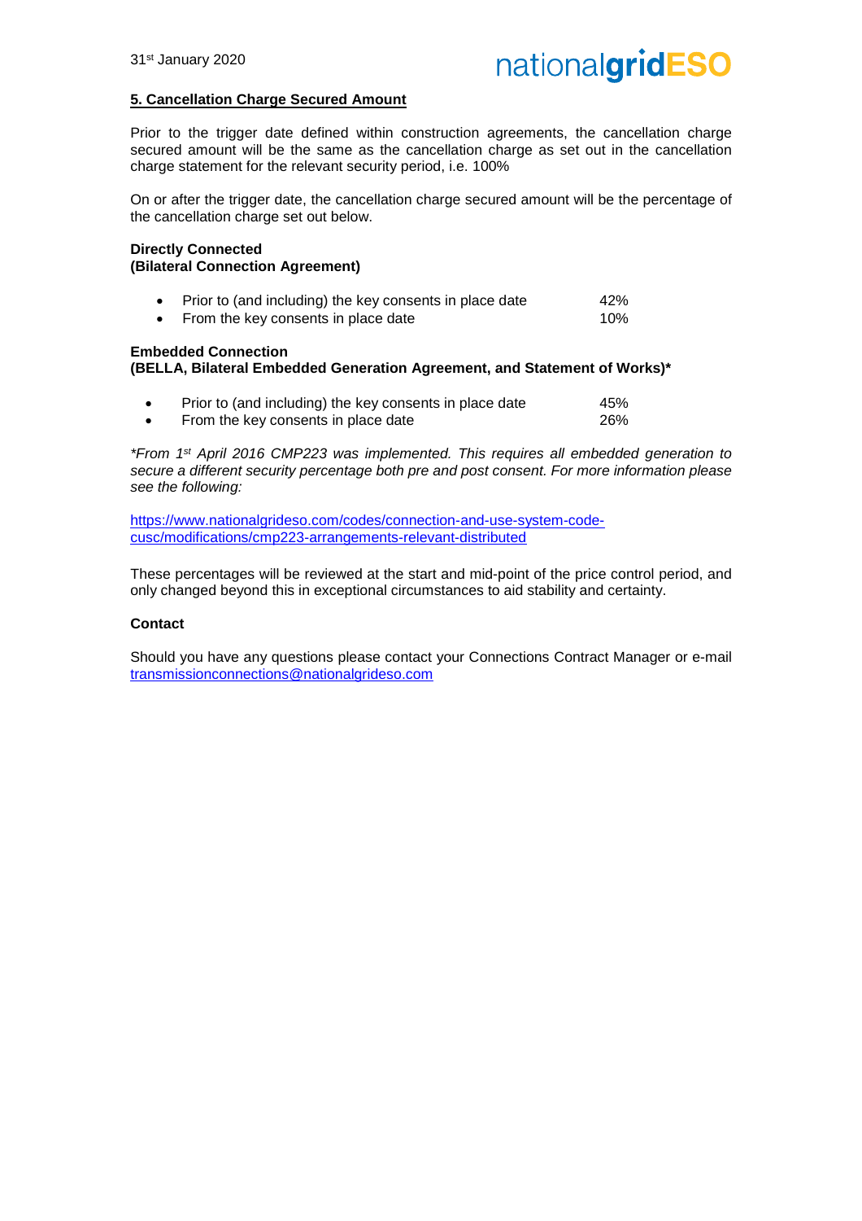## 5. Cancellation Charge Secured Amount

Prior to the trigger date defined within construction agreements, the cancellation charge secured amount will be the same as the cancellation charge as set out in the cancellation charge statement for the relevant security period, i.e. 100%

On or after the trigger date, the cancellation charge secured amount will be the percentage of the cancellation charge set out below.

**Directly Connected**
**(Bilateral Connection Agreement)**

- Prior to (and including) the key consents in place date 42%
- From the key consents in place date 10%

**Embedded Connection**
**(BELLA, Bilateral Embedded Generation Agreement, and Statement of Works)***

- Prior to (and including) the key consents in place date 45%
- From the key consents in place date 26%

*\*From 1st April 2016 CMP223 was implemented. This requires all embedded generation to secure a different security percentage both pre and post consent. For more information please see the following:*

https://www.nationalgrideso.com/codes/connection-and-use-system-code-cusc/modifications/cmp223-arrangements-relevant-distributed

These percentages will be reviewed at the start and mid-point of the price control period, and only changed beyond this in exceptional circumstances to aid stability and certainty.

**Contact**

Should you have any questions please contact your Connections Contract Manager or e-mail transmissionconnections@nationalgrideso.com